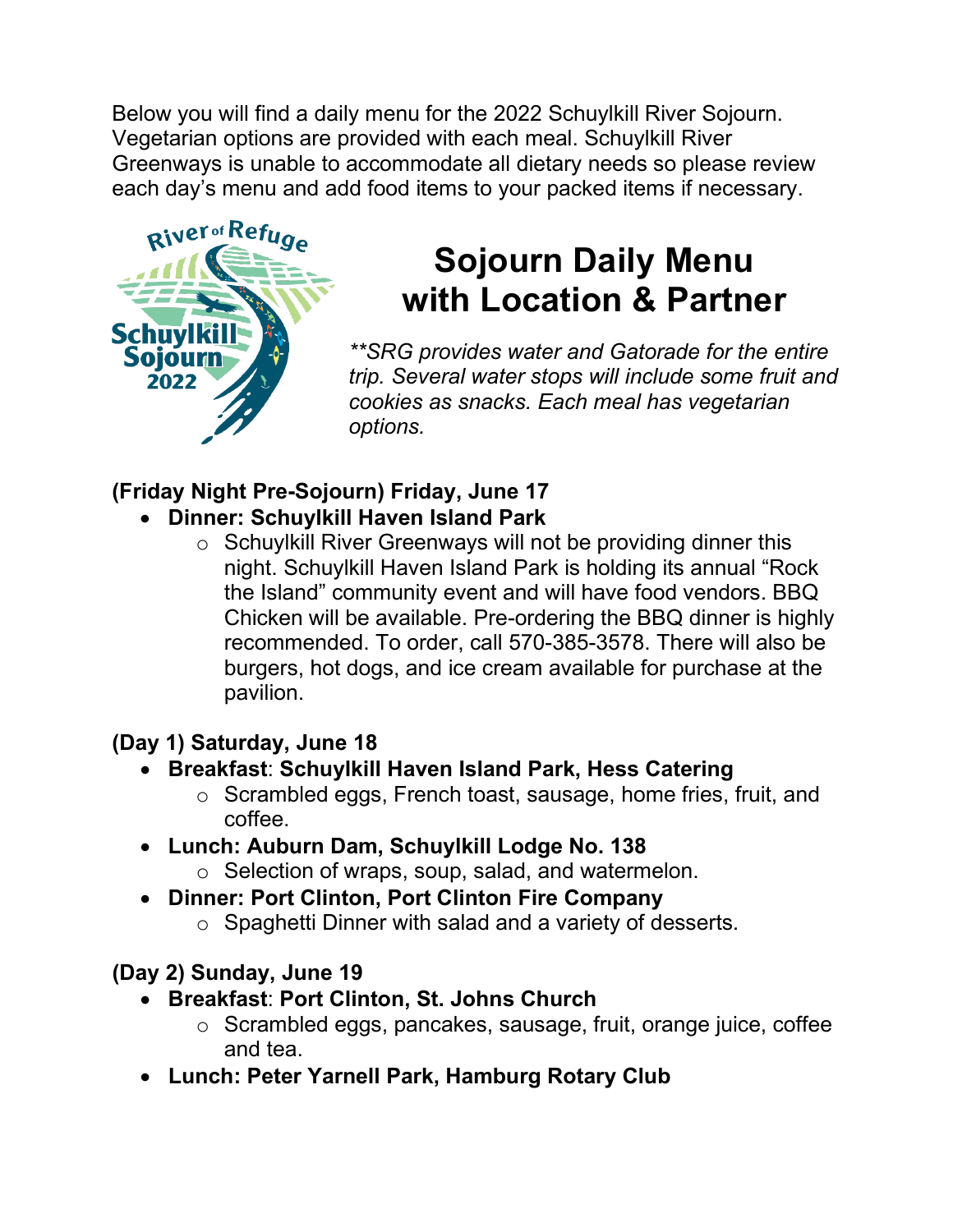Below you will find a daily menu for the 2022 Schuylkill River Sojourn. Vegetarian options are provided with each meal. Schuylkill River Greenways is unable to accommodate all dietary needs so please review each day's menu and add food items to your packed items if necessary.

# Sojourn Daily Menu with Location & Partner

*\*\*SRG provides water and Gatorade for the entire trip. Several water stops will include some fruit and cookies as snacks. Each meal has vegetarian options.*

### (Friday Night Pre-Sojourn) Friday, June 17

- **Dinner: Schuylkill Haven Island Park**
  - Schuylkill River Greenways will not be providing dinner this night. Schuylkill Haven Island Park is holding its annual "Rock the Island" community event and will have food vendors. BBQ Chicken will be available. Pre-ordering the BBQ dinner is highly recommended. To order, call 570-385-3578. There will also be burgers, hot dogs, and ice cream available for purchase at the pavilion.

### (Day 1) Saturday, June 18

- **Breakfast**: **Schuylkill Haven Island Park, Hess Catering**
  - Scrambled eggs, French toast, sausage, home fries, fruit, and coffee.
- **Lunch: Auburn Dam, Schuylkill Lodge No. 138**
  - Selection of wraps, soup, salad, and watermelon.
- **Dinner: Port Clinton, Port Clinton Fire Company**
  - Spaghetti Dinner with salad and a variety of desserts.

### (Day 2) Sunday, June 19

- **Breakfast**: **Port Clinton, St. Johns Church**
  - Scrambled eggs, pancakes, sausage, fruit, orange juice, coffee and tea.
- **Lunch: Peter Yarnell Park, Hamburg Rotary Club**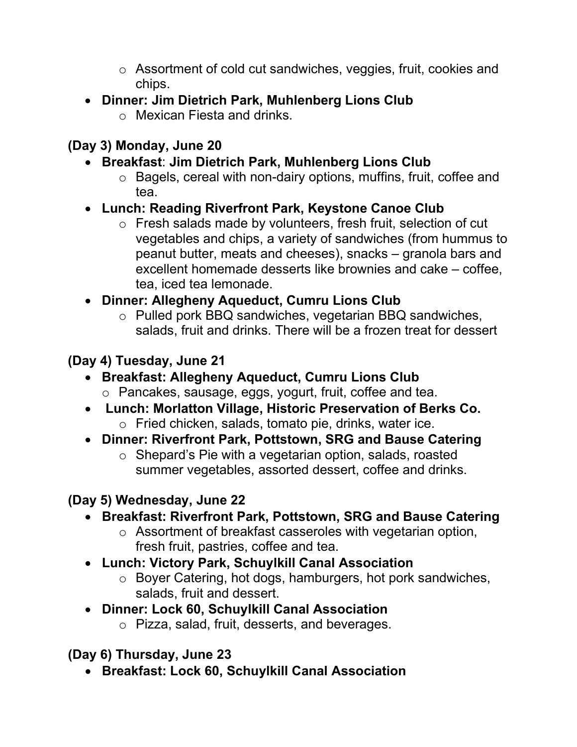- Assortment of cold cut sandwiches, veggies, fruit, cookies and chips.
- **Dinner: Jim Dietrich Park, Muhlenberg Lions Club**
  - Mexican Fiesta and drinks.

**(Day 3) Monday, June 20**

- **Breakfast**: **Jim Dietrich Park, Muhlenberg Lions Club**
  - Bagels, cereal with non-dairy options, muffins, fruit, coffee and tea.
- **Lunch: Reading Riverfront Park, Keystone Canoe Club**
  - Fresh salads made by volunteers, fresh fruit, selection of cut vegetables and chips, a variety of sandwiches (from hummus to peanut butter, meats and cheeses), snacks – granola bars and excellent homemade desserts like brownies and cake – coffee, tea, iced tea lemonade.
- **Dinner: Allegheny Aqueduct, Cumru Lions Club**
  - Pulled pork BBQ sandwiches, vegetarian BBQ sandwiches, salads, fruit and drinks. There will be a frozen treat for dessert

**(Day 4) Tuesday, June 21**

- **Breakfast: Allegheny Aqueduct, Cumru Lions Club**
  - Pancakes, sausage, eggs, yogurt, fruit, coffee and tea.
- **Lunch: Morlatton Village, Historic Preservation of Berks Co.**
  - Fried chicken, salads, tomato pie, drinks, water ice.
- **Dinner: Riverfront Park, Pottstown, SRG and Bause Catering**
  - Shepard's Pie with a vegetarian option, salads, roasted summer vegetables, assorted dessert, coffee and drinks.

**(Day 5) Wednesday, June 22**

- **Breakfast: Riverfront Park, Pottstown, SRG and Bause Catering**
  - Assortment of breakfast casseroles with vegetarian option, fresh fruit, pastries, coffee and tea.
- **Lunch: Victory Park, Schuylkill Canal Association**
  - Boyer Catering, hot dogs, hamburgers, hot pork sandwiches, salads, fruit and dessert.
- **Dinner: Lock 60, Schuylkill Canal Association**
  - Pizza, salad, fruit, desserts, and beverages.

**(Day 6) Thursday, June 23**

- **Breakfast: Lock 60, Schuylkill Canal Association**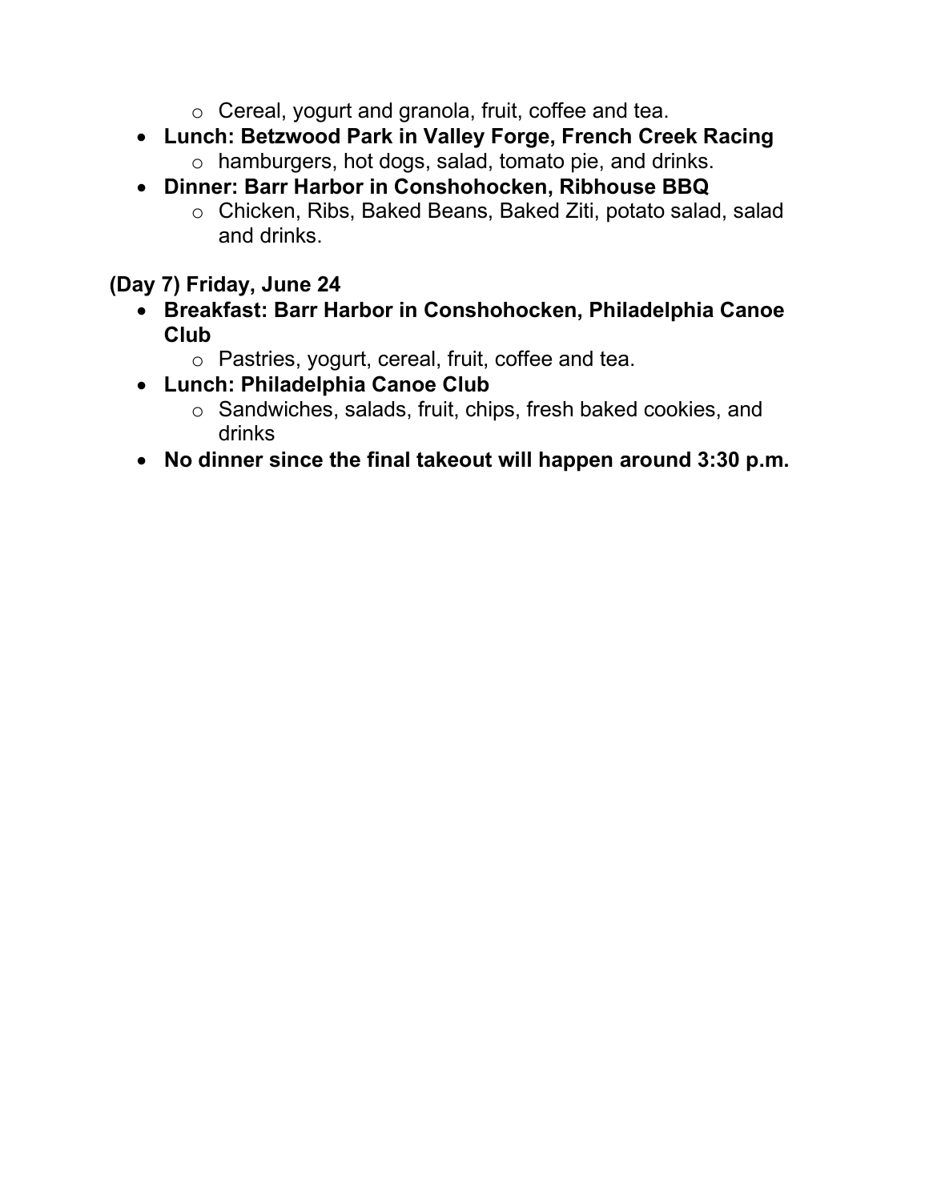- Cereal, yogurt and granola, fruit, coffee and tea.
- **Lunch: Betzwood Park in Valley Forge, French Creek Racing**
    - hamburgers, hot dogs, salad, tomato pie, and drinks.
- **Dinner: Barr Harbor in Conshohocken, Ribhouse BBQ**
    - Chicken, Ribs, Baked Beans, Baked Ziti, potato salad, salad and drinks.

**(Day 7) Friday, June 24**

- **Breakfast: Barr Harbor in Conshohocken, Philadelphia Canoe Club**
    - Pastries, yogurt, cereal, fruit, coffee and tea.
- **Lunch: Philadelphia Canoe Club**
    - Sandwiches, salads, fruit, chips, fresh baked cookies, and drinks
- **No dinner since the final takeout will happen around 3:30 p.m.**